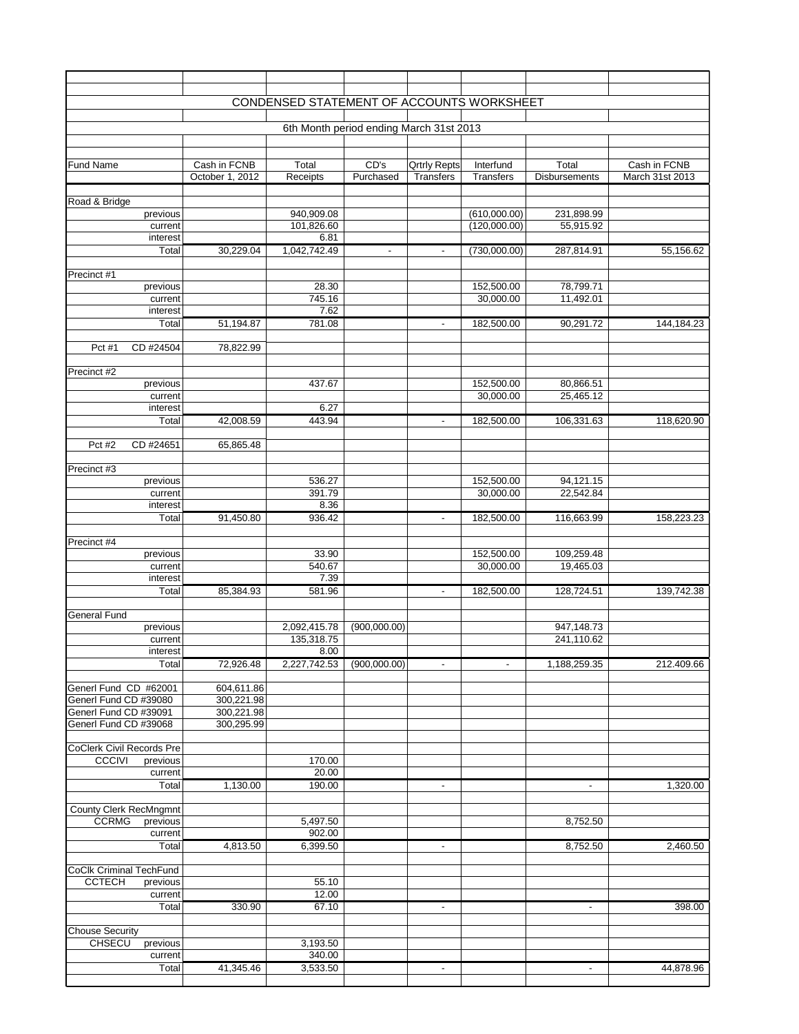# CONDENSED STATEMENT OF ACCOUNTS WORKSHEET

## 6th Month period ending March 31st 2013

| Fund Name | | Cash in FCNB October 1, 2012 | Total Receipts | CD's Purchased | Qrtrly Repts Transfers | Interfund Transfers | Total Disbursements | Cash in FCNB March 31st 2013 |
|---|---|---|---|---|---|---|---|---|
| Road & Bridge | | | | | | | | |
| | previous | | 940,909.08 | | | (610,000.00) | 231,898.99 | |
| | current | | 101,826.60 | | | (120,000.00) | 55,915.92 | |
| | interest | | 6.81 | | | | | |
| | Total | 30,229.04 | 1,042,742.49 | - | - | (730,000.00) | 287,814.91 | 55,156.62 |
| Precinct #1 | | | | | | | | |
| | previous | | 28.30 | | | 152,500.00 | 78,799.71 | |
| | current | | 745.16 | | | 30,000.00 | 11,492.01 | |
| | interest | | 7.62 | | | | | |
| | Total | 51,194.87 | 781.08 | | - | 182,500.00 | 90,291.72 | 144,184.23 |
| Pct #1 | CD #24504 | 78,822.99 | | | | | | |
| Precinct #2 | | | | | | | | |
| | previous | | 437.67 | | | 152,500.00 | 80,866.51 | |
| | current | | | | | 30,000.00 | 25,465.12 | |
| | interest | | 6.27 | | | | | |
| | Total | 42,008.59 | 443.94 | | - | 182,500.00 | 106,331.63 | 118,620.90 |
| Pct #2 | CD #24651 | 65,865.48 | | | | | | |
| Precinct #3 | | | | | | | | |
| | previous | | 536.27 | | | 152,500.00 | 94,121.15 | |
| | current | | 391.79 | | | 30,000.00 | 22,542.84 | |
| | interest | | 8.36 | | | | | |
| | Total | 91,450.80 | 936.42 | | - | 182,500.00 | 116,663.99 | 158,223.23 |
| Precinct #4 | | | | | | | | |
| | previous | | 33.90 | | | 152,500.00 | 109,259.48 | |
| | current | | 540.67 | | | 30,000.00 | 19,465.03 | |
| | interest | | 7.39 | | | | | |
| | Total | 85,384.93 | 581.96 | | - | 182,500.00 | 128,724.51 | 139,742.38 |
| General Fund | | | | | | | | |
| | previous | | 2,092,415.78 | (900,000.00) | | | 947,148.73 | |
| | current | | 135,318.75 | | | | 241,110.62 | |
| | interest | | 8.00 | | | | | |
| | Total | 72,926.48 | 2,227,742.53 | (900,000.00) | - | - | 1,188,259.35 | 212.409.66 |
| Generl Fund CD #62001 | | 604,611.86 | | | | | | |
| Generl Fund CD #39080 | | 300,221.98 | | | | | | |
| Generl Fund CD #39091 | | 300,221.98 | | | | | | |
| Generl Fund CD #39068 | | 300,295.99 | | | | | | |
| CoClerk Civil Records Pre | | | | | | | | |
| CCCIVI | previous | | 170.00 | | | | | |
| | current | | 20.00 | | | | | |
| | Total | 1,130.00 | 190.00 | | - | | - | 1,320.00 |
| County Clerk RecMngmnt | | | | | | | | |
| CCRMG | previous | | 5,497.50 | | | | 8,752.50 | |
| | current | | 902.00 | | | | | |
| | Total | 4,813.50 | 6,399.50 | | - | | 8,752.50 | 2,460.50 |
| CoClk Criminal TechFund | | | | | | | | |
| CCTECH | previous | | 55.10 | | | | | |
| | current | | 12.00 | | | | | |
| | Total | 330.90 | 67.10 | | - | | - | 398.00 |
| Chouse Security | | | | | | | | |
| CHSECU | previous | | 3,193.50 | | | | | |
| | current | | 340.00 | | | | | |
| | Total | 41,345.46 | 3,533.50 | | - | | - | 44,878.96 |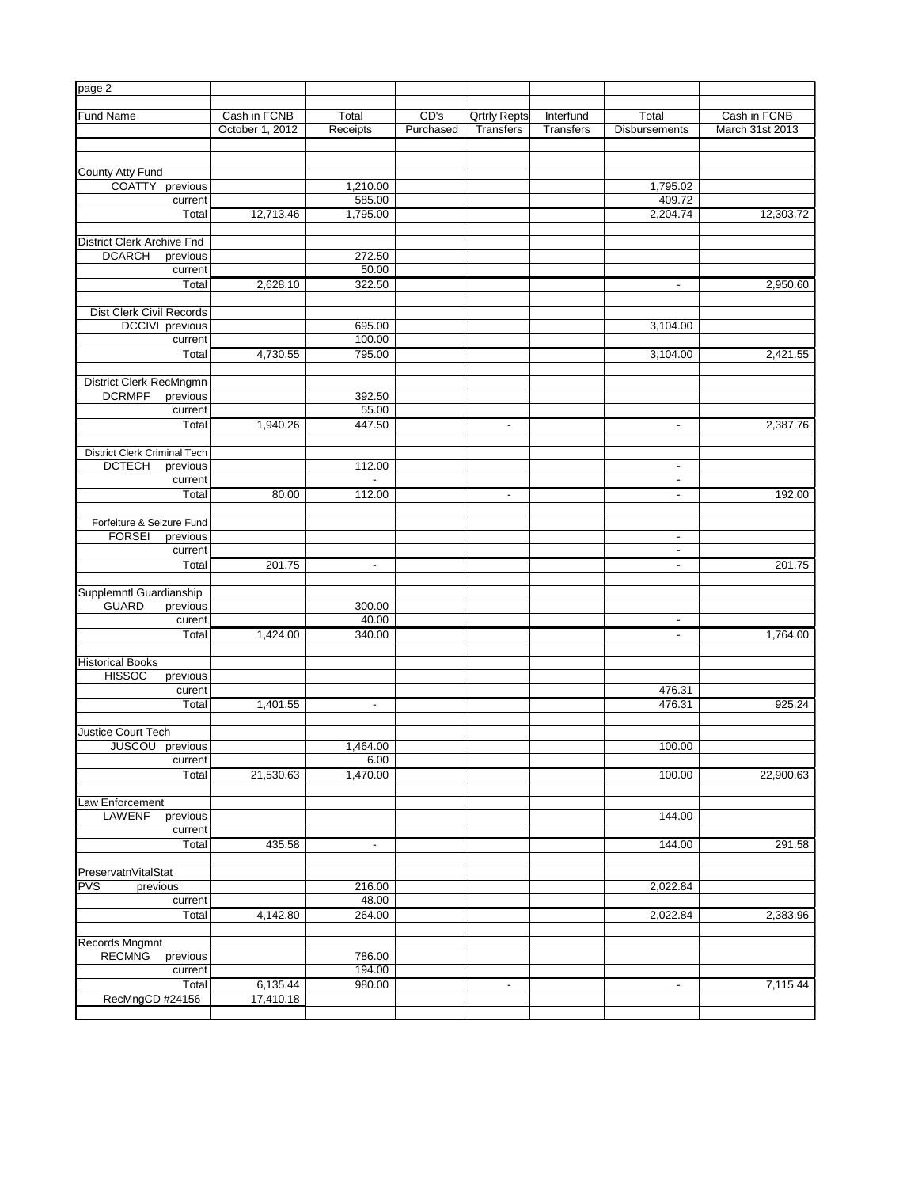page 2

| Fund Name | Cash in FCNB October 1, 2012 | Total Receipts | CD's Purchased | Qrtrly Repts Transfers | Interfund Transfers | Total Disbursements | Cash in FCNB March 31st 2013 |
|---|---|---|---|---|---|---|---|
| | | | | | | | |
| County Atty Fund | | | | | | | |
| COATTY previous | | 1,210.00 | | | | 1,795.02 | |
| current | | 585.00 | | | | 409.72 | |
| Total | 12,713.46 | 1,795.00 | | | | 2,204.74 | 12,303.72 |
| | | | | | | | |
| District Clerk Archive Fnd | | | | | | | |
| DCARCH previous | | 272.50 | | | | | |
| current | | 50.00 | | | | | |
| Total | 2,628.10 | 322.50 | | | | - | 2,950.60 |
| | | | | | | | |
| Dist Clerk Civil Records | | | | | | | |
| DCCIVI previous | | 695.00 | | | | 3,104.00 | |
| current | | 100.00 | | | | | |
| Total | 4,730.55 | 795.00 | | | | 3,104.00 | 2,421.55 |
| | | | | | | | |
| District Clerk RecMngmn | | | | | | | |
| DCRMPF previous | | 392.50 | | | | | |
| current | | 55.00 | | | | | |
| Total | 1,940.26 | 447.50 | | - | | - | 2,387.76 |
| | | | | | | | |
| District Clerk Criminal Tech | | | | | | | |
| DCTECH previous | | 112.00 | | | | - | |
| current | | - | | | | - | |
| Total | 80.00 | 112.00 | | - | | - | 192.00 |
| | | | | | | | |
| Forfeiture & Seizure Fund | | | | | | | |
| FORSEI previous | | | | | | - | |
| current | | | | | | - | |
| Total | 201.75 | - | | | | - | 201.75 |
| | | | | | | | |
| Supplemntl Guardianship | | | | | | | |
| GUARD previous | | 300.00 | | | | | |
| curent | | 40.00 | | | | - | |
| Total | 1,424.00 | 340.00 | | | | - | 1,764.00 |
| | | | | | | | |
| Historical Books | | | | | | | |
| HISSOC previous | | | | | | | |
| curent | | | | | | 476.31 | |
| Total | 1,401.55 | - | | | | 476.31 | 925.24 |
| | | | | | | | |
| Justice Court Tech | | | | | | | |
| JUSCOU previous | | 1,464.00 | | | | 100.00 | |
| current | | 6.00 | | | | | |
| Total | 21,530.63 | 1,470.00 | | | | 100.00 | 22,900.63 |
| | | | | | | | |
| Law Enforcement | | | | | | | |
| LAWENF previous | | | | | | 144.00 | |
| current | | | | | | | |
| Total | 435.58 | - | | | | 144.00 | 291.58 |
| | | | | | | | |
| PreservatnVitalStat | | | | | | | |
| PVS previous | | 216.00 | | | | 2,022.84 | |
| current | | 48.00 | | | | | |
| Total | 4,142.80 | 264.00 | | | | 2,022.84 | 2,383.96 |
| | | | | | | | |
| Records Mngmnt | | | | | | | |
| RECMNG previous | | 786.00 | | | | | |
| current | | 194.00 | | | | | |
| Total | 6,135.44 | 980.00 | | - | | - | 7,115.44 |
| RecMngCD #24156 | 17,410.18 | | | | | | |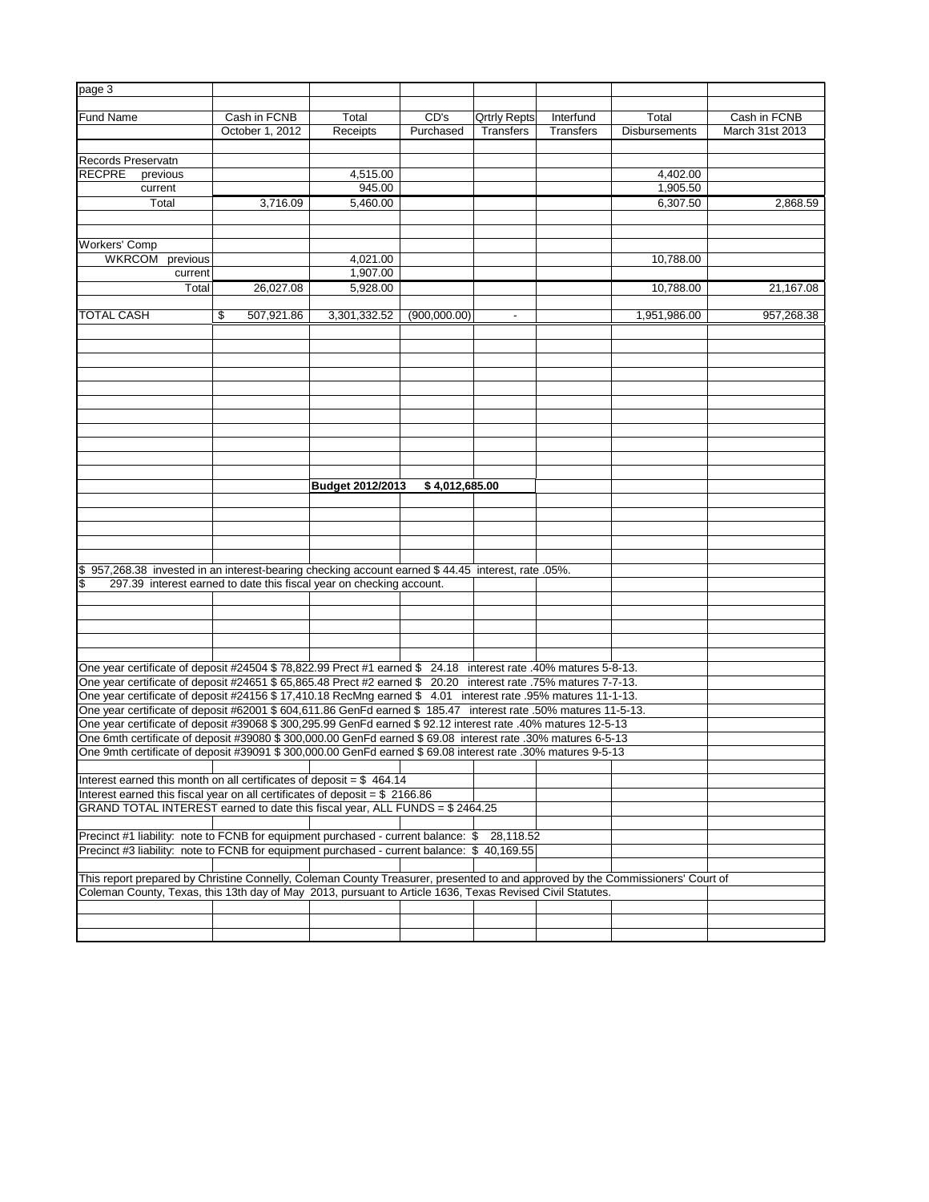page 3

| Fund Name | Cash in FCNB October 1, 2012 | Total Receipts | CD's Purchased | Qrtrly Repts Transfers | Interfund Transfers | Total Disbursements | Cash in FCNB March 31st 2013 |
|---|---|---|---|---|---|---|---|
| Records Preservatn | | | | | | | |
| RECPRE previous | | 4,515.00 | | | | 4,402.00 | |
| current | | 945.00 | | | | 1,905.50 | |
| Total | 3,716.09 | 5,460.00 | | | | 6,307.50 | 2,868.59 |
| Workers' Comp | | | | | | | |
| WKRCOM previous | | 4,021.00 | | | | 10,788.00 | |
| current | | 1,907.00 | | | | | |
| Total | 26,027.08 | 5,928.00 | | | | 10,788.00 | 21,167.08 |
| TOTAL CASH | $ 507,921.86 | 3,301,332.52 | (900,000.00) | - | | 1,951,986.00 | 957,268.38 |

**Budget 2012/2013 $ 4,012,685.00**

$ 957,268.38 invested in an interest-bearing checking account earned $ 44.45 interest, rate .05%.
$ 297.39 interest earned to date this fiscal year on checking account.

One year certificate of deposit #24504 $ 78,822.99 Prect #1 earned $ 24.18 interest rate .40% matures 5-8-13.
One year certificate of deposit #24651 $ 65,865.48 Prect #2 earned $ 20.20 interest rate .75% matures 7-7-13.
One year certificate of deposit #24156 $ 17,410.18 RecMng earned $ 4.01 interest rate .95% matures 11-1-13.
One year certificate of deposit #62001 $ 604,611.86 GenFd earned $ 185.47 interest rate .50% matures 11-5-13.
One year certificate of deposit #39068 $ 300,295.99 GenFd earned $ 92.12 interest rate .40% matures 12-5-13
One 6mth certificate of deposit #39080 $ 300,000.00 GenFd earned $ 69.08 interest rate .30% matures 6-5-13
One 9mth certificate of deposit #39091 $ 300,000.00 GenFd earned $ 69.08 interest rate .30% matures 9-5-13

Interest earned this month on all certificates of deposit = $ 464.14
Interest earned this fiscal year on all certificates of deposit = $ 2166.86
GRAND TOTAL INTEREST earned to date this fiscal year, ALL FUNDS = $ 2464.25

Precinct #1 liability: note to FCNB for equipment purchased - current balance: $ 28,118.52
Precinct #3 liability: note to FCNB for equipment purchased - current balance: $ 40,169.55

This report prepared by Christine Connelly, Coleman County Treasurer, presented to and approved by the Commissioners' Court of Coleman County, Texas, this 13th day of May 2013, pursuant to Article 1636, Texas Revised Civil Statutes.